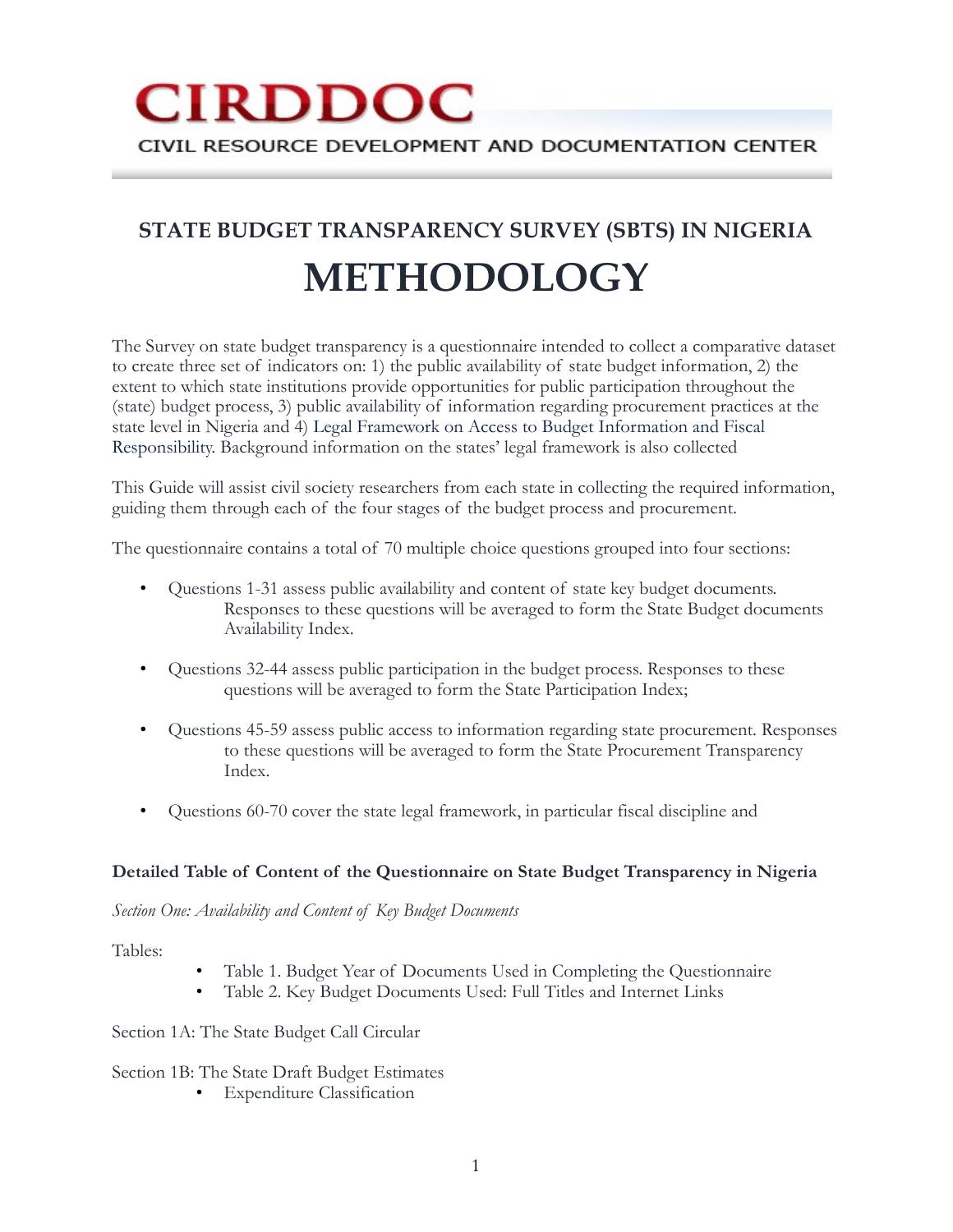# CIRDDOC

CIVIL RESOURCE DEVELOPMENT AND DOCUMENTATION CENTER

## STATE BUDGET TRANSPARENCY SURVEY (SBTS) IN NIGERIA

# METHODOLOGY

The Survey on state budget transparency is a questionnaire intended to collect a comparative dataset to create three set of indicators on: 1) the public availability of state budget information, 2) the extent to which state institutions provide opportunities for public participation throughout the (state) budget process, 3) public availability of information regarding procurement practices at the state level in Nigeria and 4) Legal Framework on Access to Budget Information and Fiscal Responsibility. Background information on the states' legal framework is also collected

This Guide will assist civil society researchers from each state in collecting the required information, guiding them through each of the four stages of the budget process and procurement.

The questionnaire contains a total of 70 multiple choice questions grouped into four sections:

- Questions 1-31 assess public availability and content of state key budget documents. Responses to these questions will be averaged to form the State Budget documents Availability Index.
- Questions 32-44 assess public participation in the budget process. Responses to these questions will be averaged to form the State Participation Index;
- Questions 45-59 assess public access to information regarding state procurement. Responses to these questions will be averaged to form the State Procurement Transparency Index.
- Questions 60-70 cover the state legal framework, in particular fiscal discipline and

**Detailed Table of Content of the Questionnaire on State Budget Transparency in Nigeria**

*Section One: Availability and Content of Key Budget Documents*

Tables:

- Table 1. Budget Year of Documents Used in Completing the Questionnaire
- Table 2. Key Budget Documents Used: Full Titles and Internet Links

Section 1A: The State Budget Call Circular

Section 1B: The State Draft Budget Estimates

- Expenditure Classification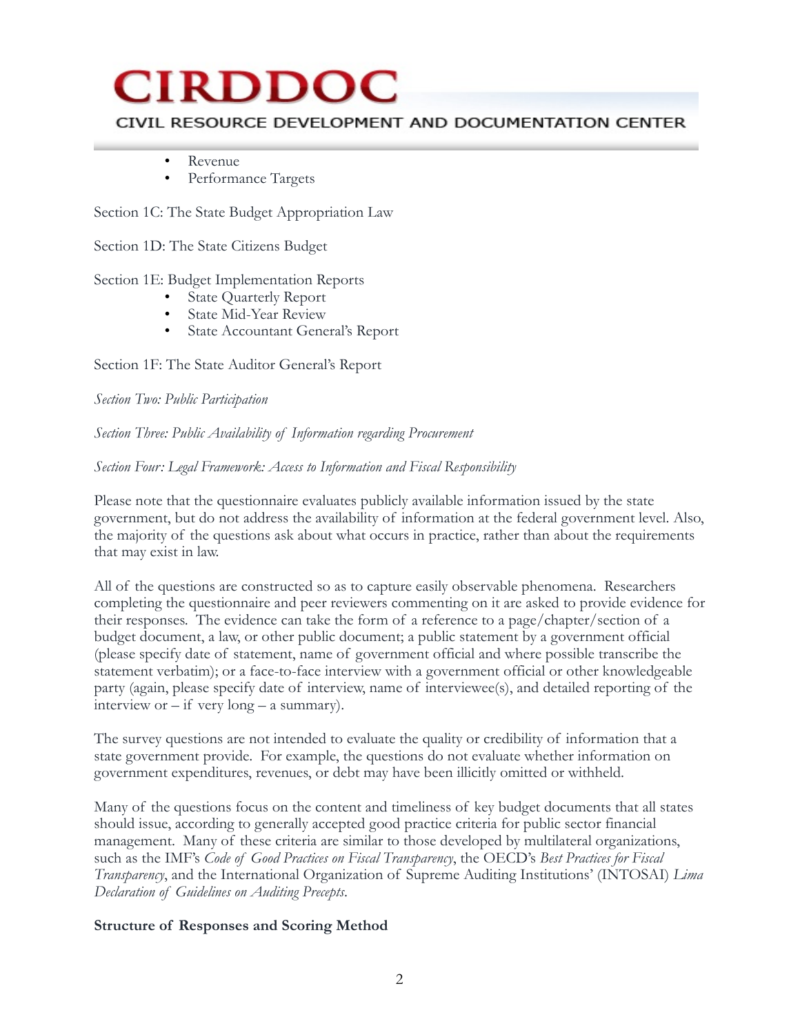- Revenue
- Performance Targets

Section 1C: The State Budget Appropriation Law

Section 1D: The State Citizens Budget

Section 1E: Budget Implementation Reports

- State Quarterly Report
- State Mid-Year Review
- State Accountant General's Report

Section 1F: The State Auditor General's Report

*Section Two: Public Participation*

*Section Three: Public Availability of Information regarding Procurement*

*Section Four: Legal Framework: Access to Information and Fiscal Responsibility*

Please note that the questionnaire evaluates publicly available information issued by the state government, but do not address the availability of information at the federal government level. Also, the majority of the questions ask about what occurs in practice, rather than about the requirements that may exist in law.

All of the questions are constructed so as to capture easily observable phenomena. Researchers completing the questionnaire and peer reviewers commenting on it are asked to provide evidence for their responses. The evidence can take the form of a reference to a page/chapter/section of a budget document, a law, or other public document; a public statement by a government official (please specify date of statement, name of government official and where possible transcribe the statement verbatim); or a face-to-face interview with a government official or other knowledgeable party (again, please specify date of interview, name of interviewee(s), and detailed reporting of the interview or – if very long – a summary).

The survey questions are not intended to evaluate the quality or credibility of information that a state government provide. For example, the questions do not evaluate whether information on government expenditures, revenues, or debt may have been illicitly omitted or withheld.

Many of the questions focus on the content and timeliness of key budget documents that all states should issue, according to generally accepted good practice criteria for public sector financial management. Many of these criteria are similar to those developed by multilateral organizations, such as the IMF's *Code of Good Practices on Fiscal Transparency*, the OECD's *Best Practices for Fiscal Transparency*, and the International Organization of Supreme Auditing Institutions' (INTOSAI) *Lima Declaration of Guidelines on Auditing Precepts*.

**Structure of Responses and Scoring Method**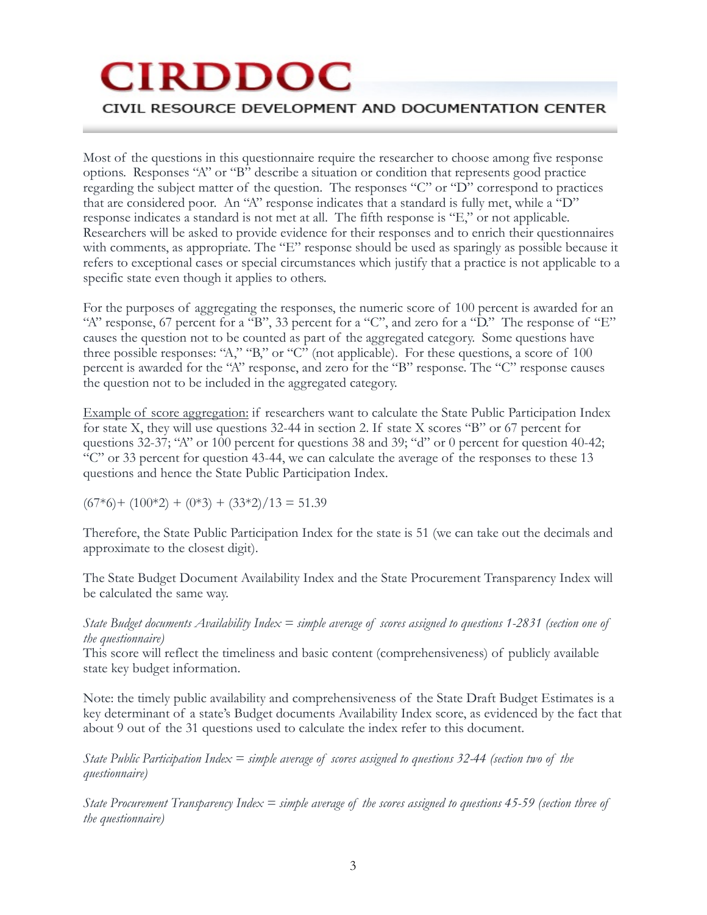# CIRDDOC

CIVIL RESOURCE DEVELOPMENT AND DOCUMENTATION CENTER

Most of the questions in this questionnaire require the researcher to choose among five response options. Responses "A" or "B" describe a situation or condition that represents good practice regarding the subject matter of the question. The responses "C" or "D" correspond to practices that are considered poor. An "A" response indicates that a standard is fully met, while a "D" response indicates a standard is not met at all. The fifth response is "E," or not applicable. Researchers will be asked to provide evidence for their responses and to enrich their questionnaires with comments, as appropriate. The "E" response should be used as sparingly as possible because it refers to exceptional cases or special circumstances which justify that a practice is not applicable to a specific state even though it applies to others.

For the purposes of aggregating the responses, the numeric score of 100 percent is awarded for an "A" response, 67 percent for a "B", 33 percent for a "C", and zero for a "D." The response of "E" causes the question not to be counted as part of the aggregated category. Some questions have three possible responses: "A," "B," or "C" (not applicable). For these questions, a score of 100 percent is awarded for the "A" response, and zero for the "B" response. The "C" response causes the question not to be included in the aggregated category.

<u>Example of score aggregation:</u> if researchers want to calculate the State Public Participation Index for state X, they will use questions 32-44 in section 2. If state X scores "B" or 67 percent for questions 32-37; "A" or 100 percent for questions 38 and 39; "d" or 0 percent for question 40-42; "C" or 33 percent for question 43-44, we can calculate the average of the responses to these 13 questions and hence the State Public Participation Index.

$(67*6)+ (100*2) + (0*3) + (33*2)/13 = 51.39$

Therefore, the State Public Participation Index for the state is 51 (we can take out the decimals and approximate to the closest digit).

The State Budget Document Availability Index and the State Procurement Transparency Index will be calculated the same way.

*State Budget documents Availability Index = simple average of scores assigned to questions 1-2831 (section one of the questionnaire)*

This score will reflect the timeliness and basic content (comprehensiveness) of publicly available state key budget information.

Note: the timely public availability and comprehensiveness of the State Draft Budget Estimates is a key determinant of a state's Budget documents Availability Index score, as evidenced by the fact that about 9 out of the 31 questions used to calculate the index refer to this document.

*State Public Participation Index = simple average of scores assigned to questions 32-44 (section two of the questionnaire)*

*State Procurement Transparency Index = simple average of the scores assigned to questions 45-59 (section three of the questionnaire)*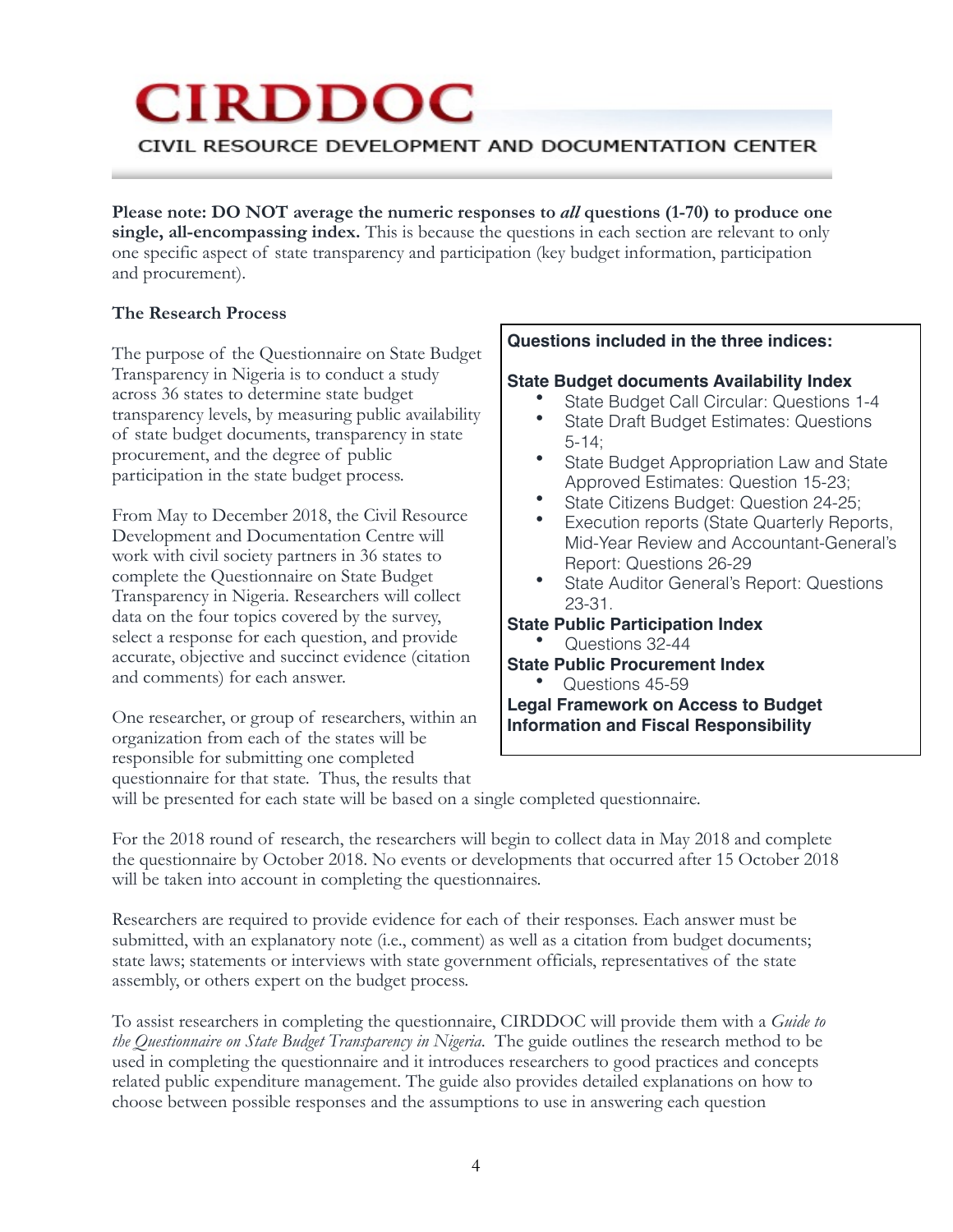# CIRDDOC

CIVIL RESOURCE DEVELOPMENT AND DOCUMENTATION CENTER

**Please note: DO NOT average the numeric responses to *all* questions (1-70) to produce one single, all-encompassing index.** This is because the questions in each section are relevant to only one specific aspect of state transparency and participation (key budget information, participation and procurement).

**The Research Process**

The purpose of the Questionnaire on State Budget Transparency in Nigeria is to conduct a study across 36 states to determine state budget transparency levels, by measuring public availability of state budget documents, transparency in state procurement, and the degree of public participation in the state budget process.

From May to December 2018, the Civil Resource Development and Documentation Centre will work with civil society partners in 36 states to complete the Questionnaire on State Budget Transparency in Nigeria. Researchers will collect data on the four topics covered by the survey, select a response for each question, and provide accurate, objective and succinct evidence (citation and comments) for each answer.

One researcher, or group of researchers, within an organization from each of the states will be responsible for submitting one completed questionnaire for that state. Thus, the results that will be presented for each state will be based on a single completed questionnaire.

**Questions included in the three indices:**

**State Budget documents Availability Index**

- State Budget Call Circular: Questions 1-4
- State Draft Budget Estimates: Questions 5-14;
- State Budget Appropriation Law and State Approved Estimates: Question 15-23;
- State Citizens Budget: Question 24-25;
- Execution reports (State Quarterly Reports, Mid-Year Review and Accountant-General's Report: Questions 26-29
- State Auditor General's Report: Questions 23-31.

**State Public Participation Index**

- Questions 32-44

**State Public Procurement Index**

- Questions 45-59

**Legal Framework on Access to Budget Information and Fiscal Responsibility**

For the 2018 round of research, the researchers will begin to collect data in May 2018 and complete the questionnaire by October 2018. No events or developments that occurred after 15 October 2018 will be taken into account in completing the questionnaires.

Researchers are required to provide evidence for each of their responses. Each answer must be submitted, with an explanatory note (i.e., comment) as well as a citation from budget documents; state laws; statements or interviews with state government officials, representatives of the state assembly, or others expert on the budget process.

To assist researchers in completing the questionnaire, CIRDDOC will provide them with a *Guide to the Questionnaire on State Budget Transparency in Nigeria*. The guide outlines the research method to be used in completing the questionnaire and it introduces researchers to good practices and concepts related public expenditure management. The guide also provides detailed explanations on how to choose between possible responses and the assumptions to use in answering each question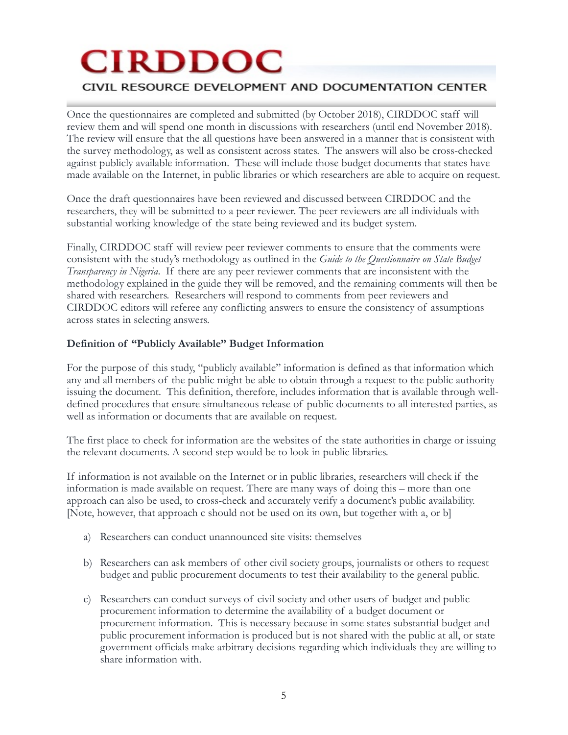Once the questionnaires are completed and submitted (by October 2018), CIRDDOC staff will review them and will spend one month in discussions with researchers (until end November 2018). The review will ensure that the all questions have been answered in a manner that is consistent with the survey methodology, as well as consistent across states. The answers will also be cross-checked against publicly available information. These will include those budget documents that states have made available on the Internet, in public libraries or which researchers are able to acquire on request.

Once the draft questionnaires have been reviewed and discussed between CIRDDOC and the researchers, they will be submitted to a peer reviewer. The peer reviewers are all individuals with substantial working knowledge of the state being reviewed and its budget system.

Finally, CIRDDOC staff will review peer reviewer comments to ensure that the comments were consistent with the study's methodology as outlined in the *Guide to the Questionnaire on State Budget Transparency in Nigeria*. If there are any peer reviewer comments that are inconsistent with the methodology explained in the guide they will be removed, and the remaining comments will then be shared with researchers. Researchers will respond to comments from peer reviewers and CIRDDOC editors will referee any conflicting answers to ensure the consistency of assumptions across states in selecting answers.

**Definition of "Publicly Available" Budget Information**

For the purpose of this study, "publicly available" information is defined as that information which any and all members of the public might be able to obtain through a request to the public authority issuing the document. This definition, therefore, includes information that is available through well-defined procedures that ensure simultaneous release of public documents to all interested parties, as well as information or documents that are available on request.

The first place to check for information are the websites of the state authorities in charge or issuing the relevant documents. A second step would be to look in public libraries.

If information is not available on the Internet or in public libraries, researchers will check if the information is made available on request. There are many ways of doing this – more than one approach can also be used, to cross-check and accurately verify a document's public availability. [Note, however, that approach c should not be used on its own, but together with a, or b]

a) Researchers can conduct unannounced site visits: themselves

b) Researchers can ask members of other civil society groups, journalists or others to request budget and public procurement documents to test their availability to the general public.

c) Researchers can conduct surveys of civil society and other users of budget and public procurement information to determine the availability of a budget document or procurement information. This is necessary because in some states substantial budget and public procurement information is produced but is not shared with the public at all, or state government officials make arbitrary decisions regarding which individuals they are willing to share information with.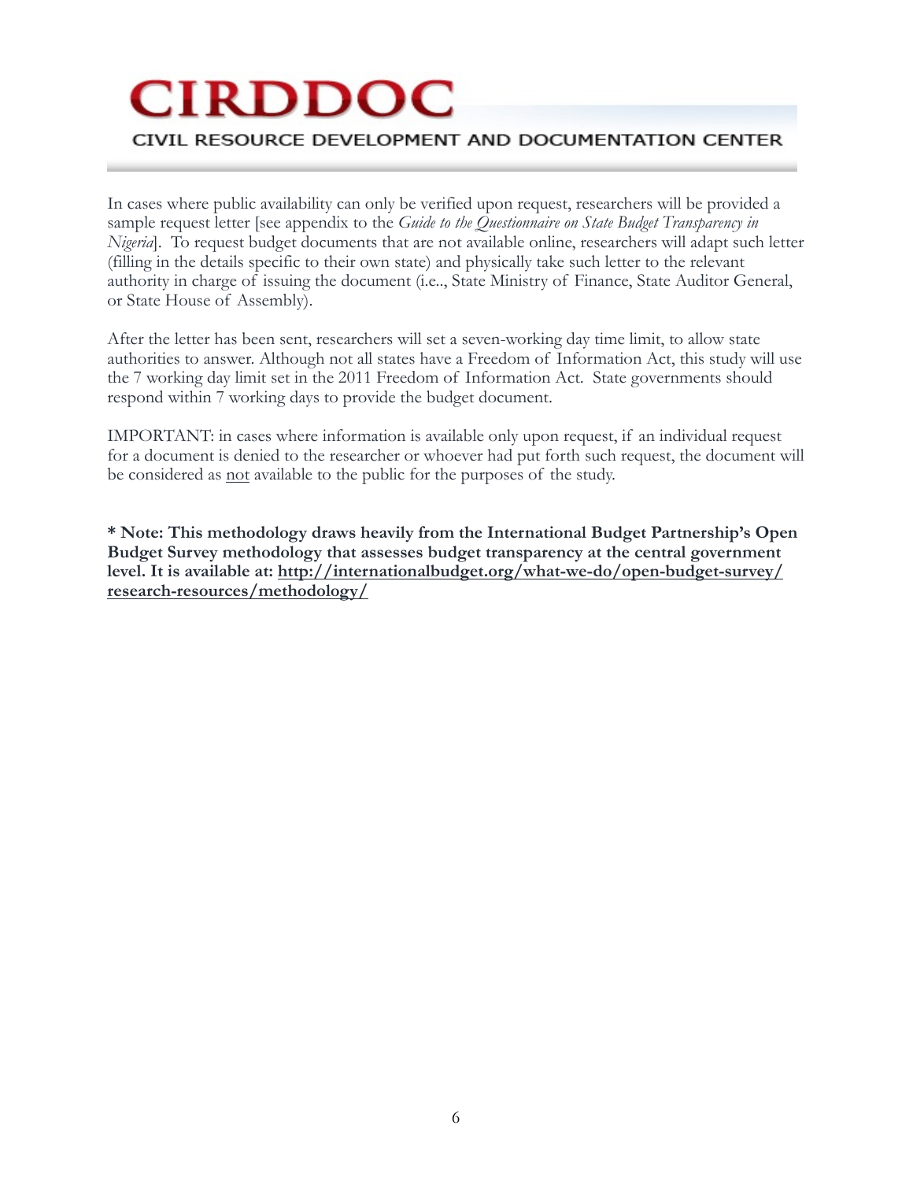In cases where public availability can only be verified upon request, researchers will be provided a sample request letter [see appendix to the *Guide to the Questionnaire on State Budget Transparency in Nigeria*]. To request budget documents that are not available online, researchers will adapt such letter (filling in the details specific to their own state) and physically take such letter to the relevant authority in charge of issuing the document (i.e.., State Ministry of Finance, State Auditor General, or State House of Assembly).

After the letter has been sent, researchers will set a seven-working day time limit, to allow state authorities to answer. Although not all states have a Freedom of Information Act, this study will use the 7 working day limit set in the 2011 Freedom of Information Act. State governments should respond within 7 working days to provide the budget document.

IMPORTANT: in cases where information is available only upon request, if an individual request for a document is denied to the researcher or whoever had put forth such request, the document will be considered as <u>not</u> available to the public for the purposes of the study.

**\* Note: This methodology draws heavily from the International Budget Partnership's Open Budget Survey methodology that assesses budget transparency at the central government level. It is available at: http://internationalbudget.org/what-we-do/open-budget-survey/research-resources/methodology/**